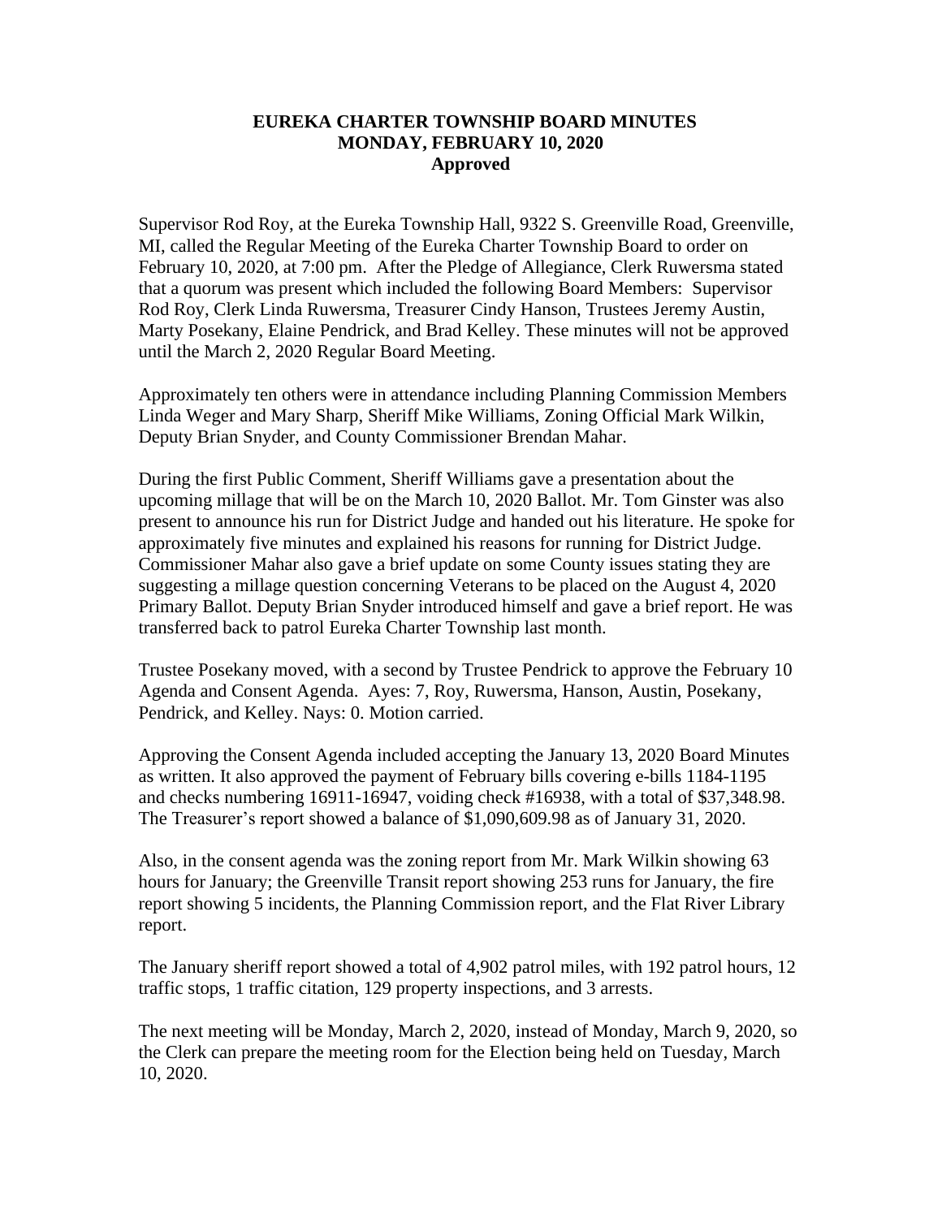# EUREKA CHARTER TOWNSHIP BOARD MINUTES
## MONDAY, FEBRUARY 10, 2020
### Approved

Supervisor Rod Roy, at the Eureka Township Hall, 9322 S. Greenville Road, Greenville, MI, called the Regular Meeting of the Eureka Charter Township Board to order on February 10, 2020, at 7:00 pm. After the Pledge of Allegiance, Clerk Ruwersma stated that a quorum was present which included the following Board Members: Supervisor Rod Roy, Clerk Linda Ruwersma, Treasurer Cindy Hanson, Trustees Jeremy Austin, Marty Posekany, Elaine Pendrick, and Brad Kelley. These minutes will not be approved until the March 2, 2020 Regular Board Meeting.

Approximately ten others were in attendance including Planning Commission Members Linda Weger and Mary Sharp, Sheriff Mike Williams, Zoning Official Mark Wilkin, Deputy Brian Snyder, and County Commissioner Brendan Mahar.

During the first Public Comment, Sheriff Williams gave a presentation about the upcoming millage that will be on the March 10, 2020 Ballot. Mr. Tom Ginster was also present to announce his run for District Judge and handed out his literature. He spoke for approximately five minutes and explained his reasons for running for District Judge. Commissioner Mahar also gave a brief update on some County issues stating they are suggesting a millage question concerning Veterans to be placed on the August 4, 2020 Primary Ballot. Deputy Brian Snyder introduced himself and gave a brief report. He was transferred back to patrol Eureka Charter Township last month.

Trustee Posekany moved, with a second by Trustee Pendrick to approve the February 10 Agenda and Consent Agenda. Ayes: 7, Roy, Ruwersma, Hanson, Austin, Posekany, Pendrick, and Kelley. Nays: 0. Motion carried.

Approving the Consent Agenda included accepting the January 13, 2020 Board Minutes as written. It also approved the payment of February bills covering e-bills 1184-1195 and checks numbering 16911-16947, voiding check #16938, with a total of $37,348.98. The Treasurer's report showed a balance of $1,090,609.98 as of January 31, 2020.

Also, in the consent agenda was the zoning report from Mr. Mark Wilkin showing 63 hours for January; the Greenville Transit report showing 253 runs for January, the fire report showing 5 incidents, the Planning Commission report, and the Flat River Library report.

The January sheriff report showed a total of 4,902 patrol miles, with 192 patrol hours, 12 traffic stops, 1 traffic citation, 129 property inspections, and 3 arrests.

The next meeting will be Monday, March 2, 2020, instead of Monday, March 9, 2020, so the Clerk can prepare the meeting room for the Election being held on Tuesday, March 10, 2020.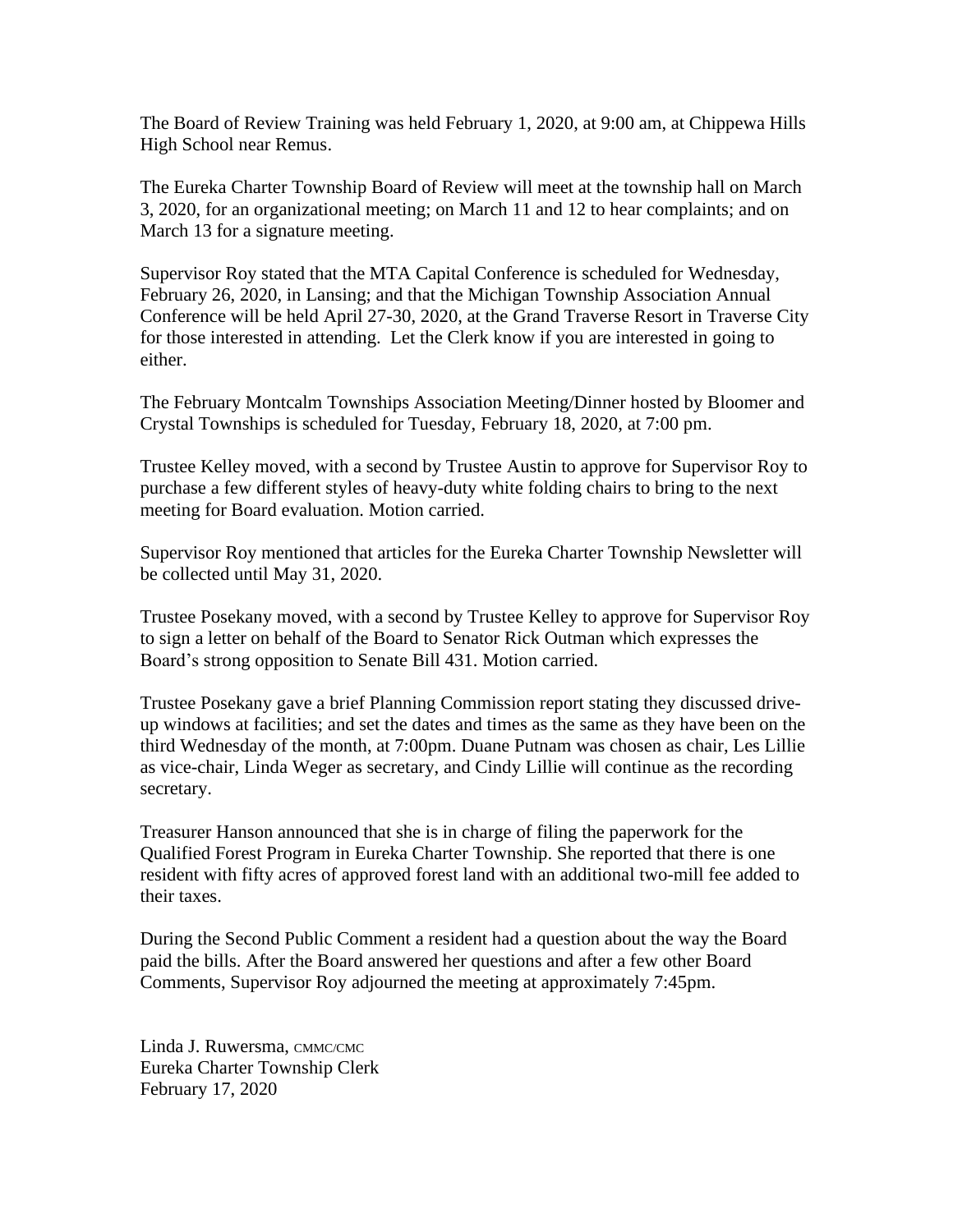The Board of Review Training was held February 1, 2020, at 9:00 am, at Chippewa Hills High School near Remus.

The Eureka Charter Township Board of Review will meet at the township hall on March 3, 2020, for an organizational meeting; on March 11 and 12 to hear complaints; and on March 13 for a signature meeting.

Supervisor Roy stated that the MTA Capital Conference is scheduled for Wednesday, February 26, 2020, in Lansing; and that the Michigan Township Association Annual Conference will be held April 27-30, 2020, at the Grand Traverse Resort in Traverse City for those interested in attending. Let the Clerk know if you are interested in going to either.

The February Montcalm Townships Association Meeting/Dinner hosted by Bloomer and Crystal Townships is scheduled for Tuesday, February 18, 2020, at 7:00 pm.

Trustee Kelley moved, with a second by Trustee Austin to approve for Supervisor Roy to purchase a few different styles of heavy-duty white folding chairs to bring to the next meeting for Board evaluation. Motion carried.

Supervisor Roy mentioned that articles for the Eureka Charter Township Newsletter will be collected until May 31, 2020.

Trustee Posekany moved, with a second by Trustee Kelley to approve for Supervisor Roy to sign a letter on behalf of the Board to Senator Rick Outman which expresses the Board's strong opposition to Senate Bill 431. Motion carried.

Trustee Posekany gave a brief Planning Commission report stating they discussed drive-up windows at facilities; and set the dates and times as the same as they have been on the third Wednesday of the month, at 7:00pm. Duane Putnam was chosen as chair, Les Lillie as vice-chair, Linda Weger as secretary, and Cindy Lillie will continue as the recording secretary.

Treasurer Hanson announced that she is in charge of filing the paperwork for the Qualified Forest Program in Eureka Charter Township. She reported that there is one resident with fifty acres of approved forest land with an additional two-mill fee added to their taxes.

During the Second Public Comment a resident had a question about the way the Board paid the bills. After the Board answered her questions and after a few other Board Comments, Supervisor Roy adjourned the meeting at approximately 7:45pm.

Linda J. Ruwersma, CMMC/CMC
Eureka Charter Township Clerk
February 17, 2020